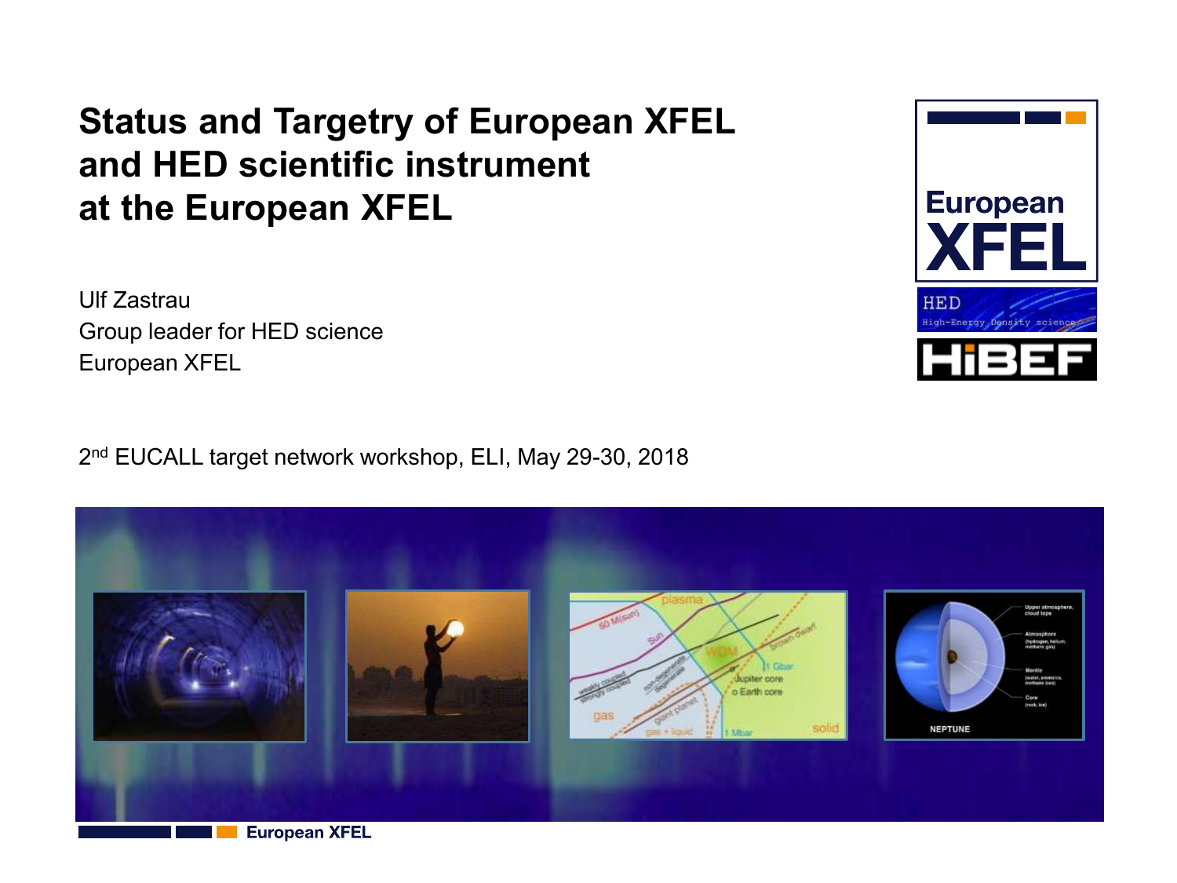# Status and Targetry of European XFEL and HED scientific instrument at the European XFEL

Ulf Zastrau
Group leader for HED science
European XFEL

2nd EUCALL target network workshop, ELI, May 29-30, 2018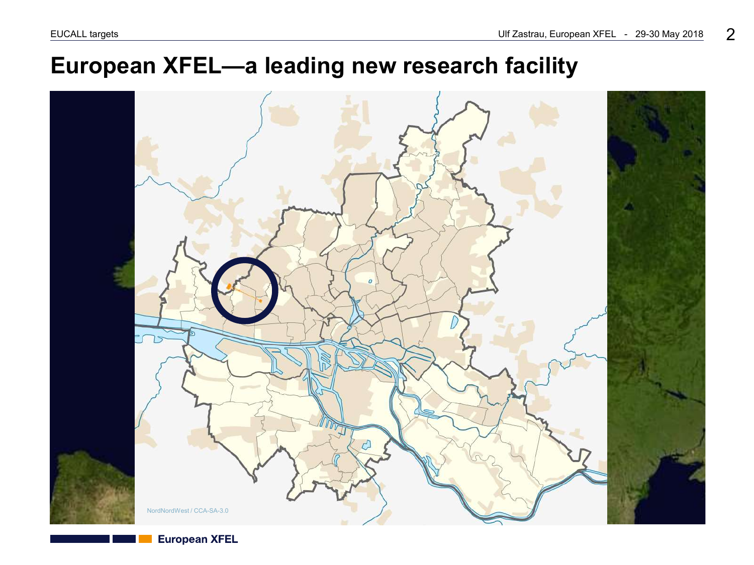# European XFEL—a leading new research facility

NordNordWest / CCA-SA-3.0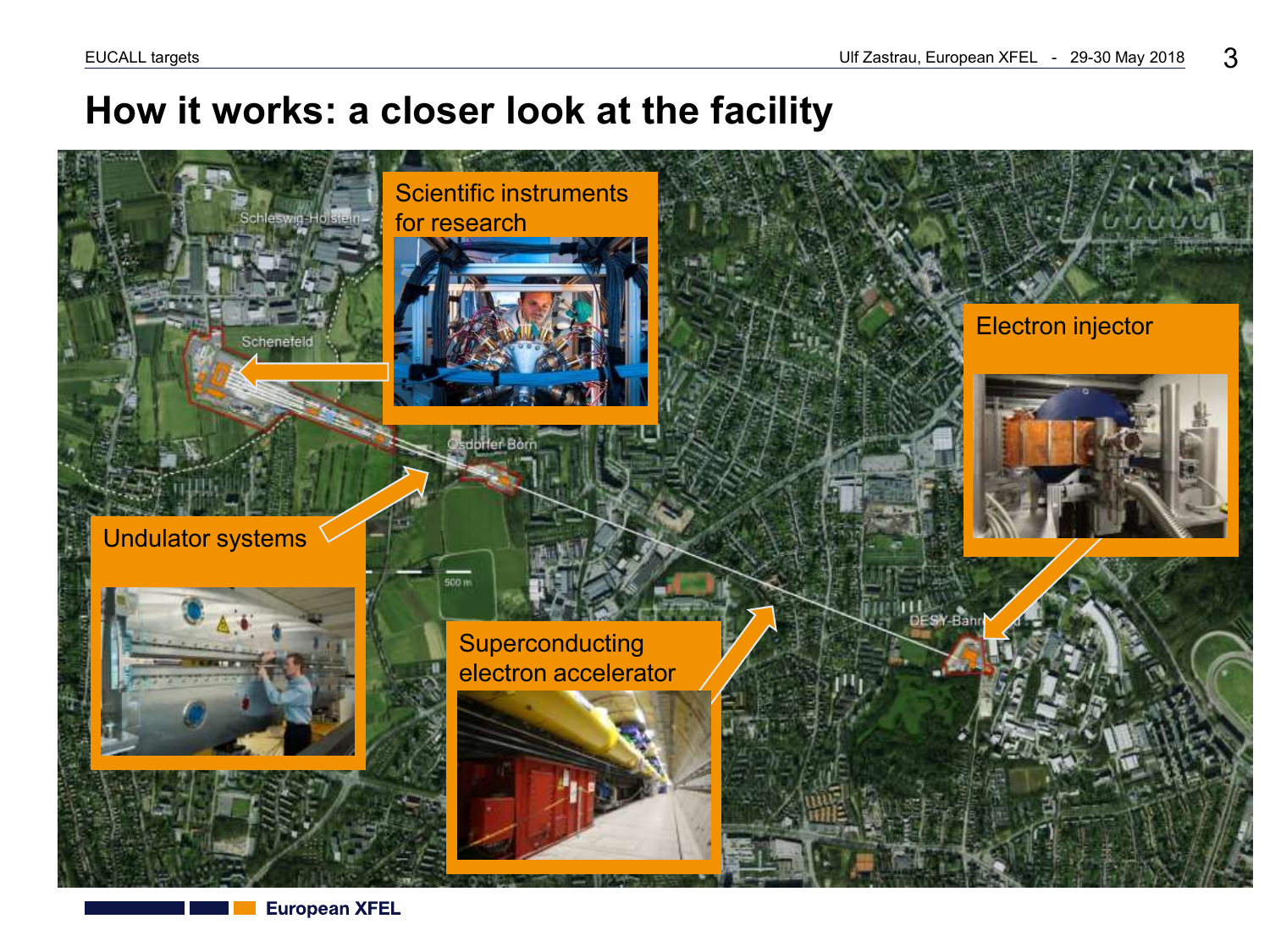# How it works: a closer look at the facility

Scientific instruments for research

Electron injector

Undulator systems

Superconducting electron accelerator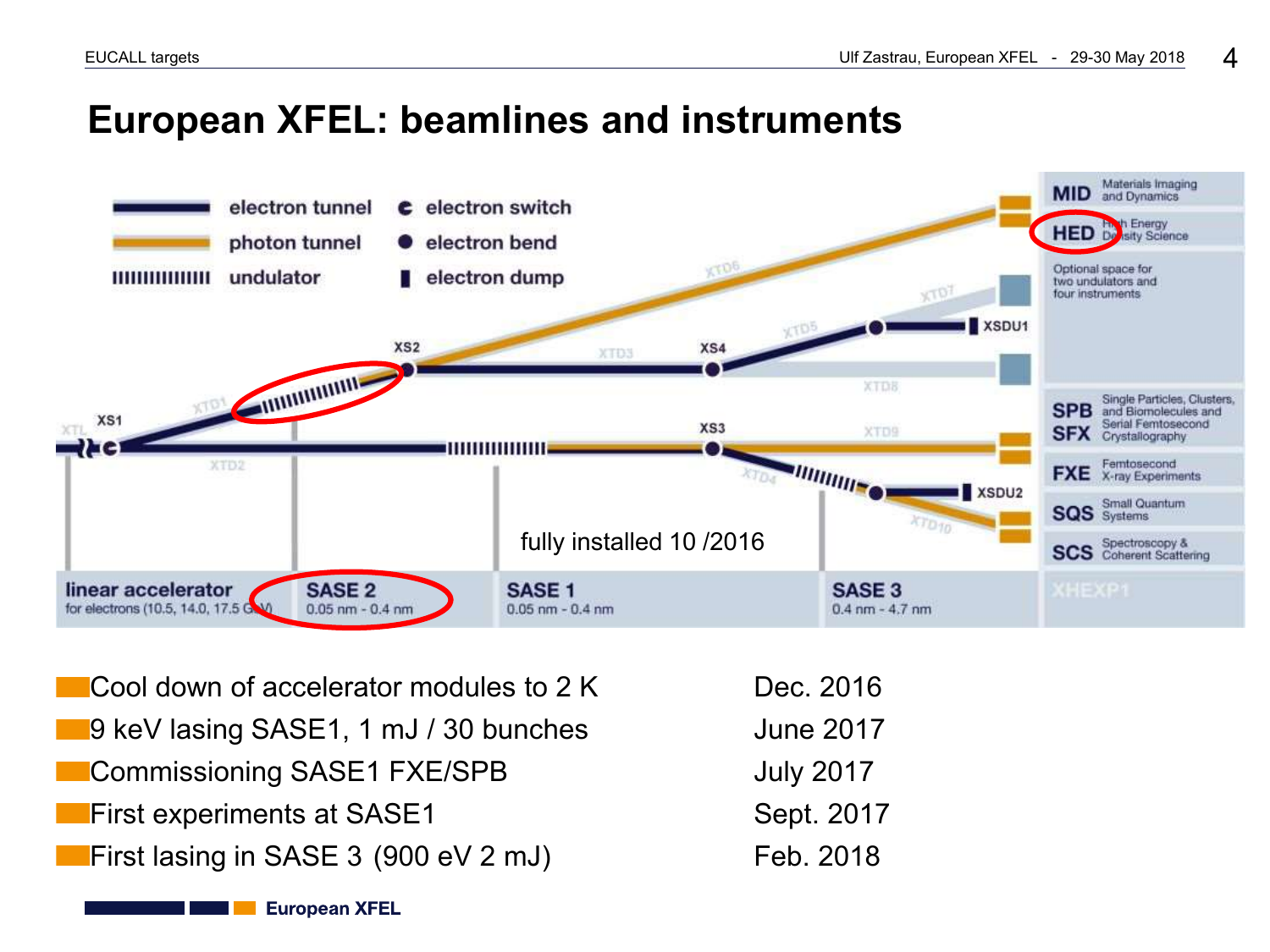# European XFEL: beamlines and instruments

| | |
|---|---|
| Cool down of accelerator modules to 2 K | Dec. 2016 |
| 9 keV lasing SASE1, 1 mJ / 30 bunches | June 2017 |
| Commissioning SASE1 FXE/SPB | July 2017 |
| First experiments at SASE1 | Sept. 2017 |
| First lasing in SASE 3 (900 eV 2 mJ) | Feb. 2018 |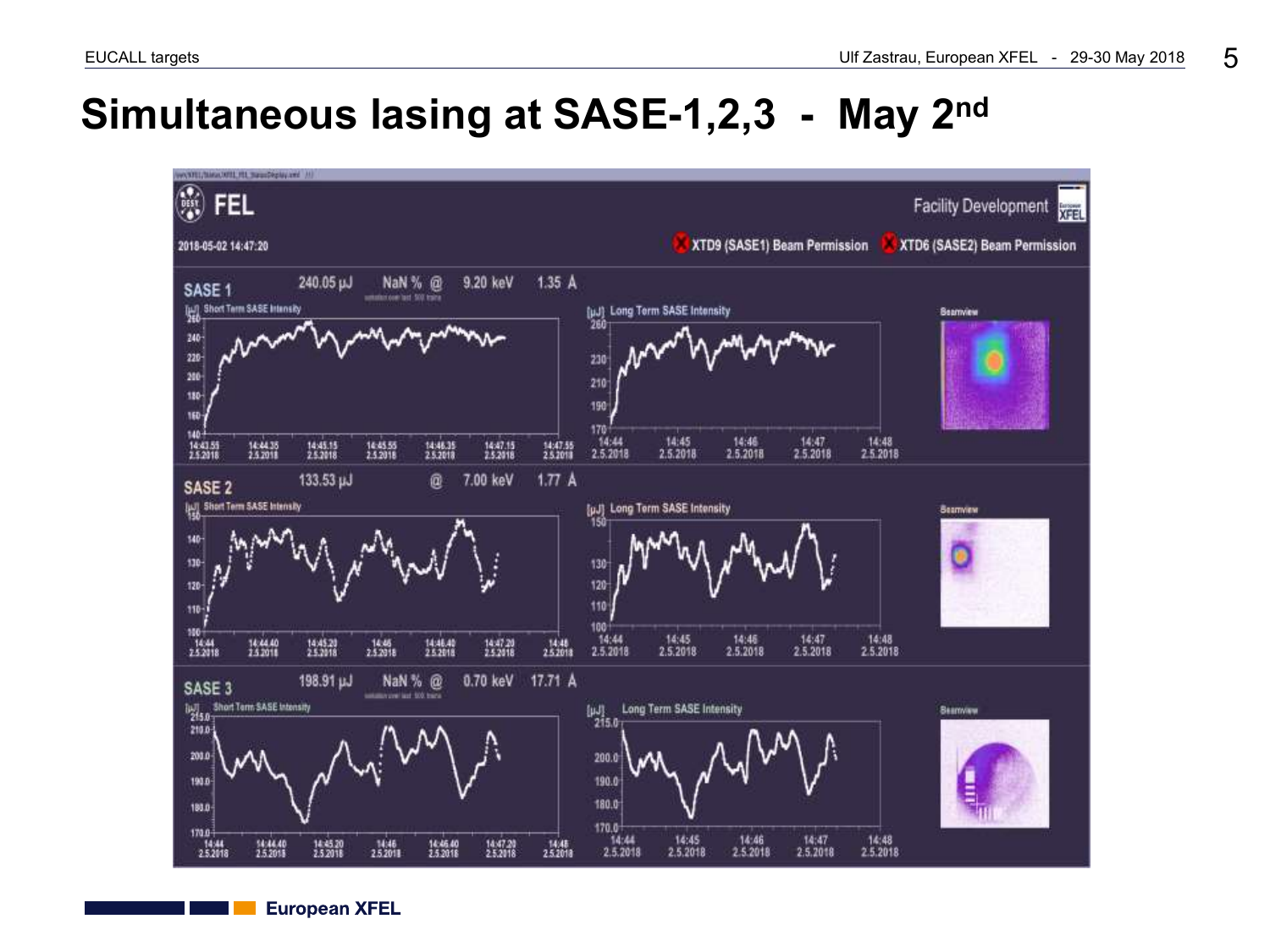# Simultaneous lasing at SASE-1,2,3 - May 2$^{nd}$

FEL

Facility Development

2018-05-02 14:47:20

XTD9 (SASE1) Beam Permission    XTD6 (SASE2) Beam Permission

**SASE 1** 240.05 µJ  NaN % @ 9.20 keV 1.35 Å

**SASE 2** 133.53 µJ  @ 7.00 keV 1.77 Å

**SASE 3** 198.91 µJ  NaN % @ 0.70 keV 17.71 Å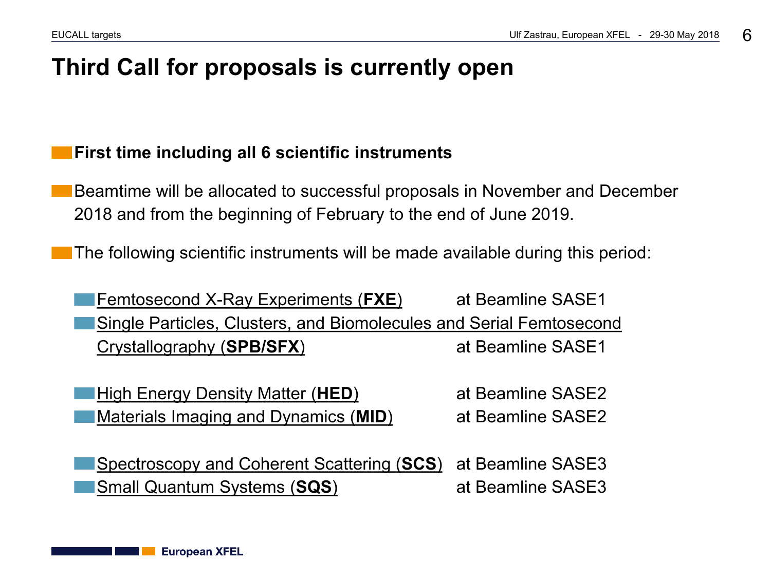# Third Call for proposals is currently open

- **First time including all 6 scientific instruments**
- Beamtime will be allocated to successful proposals in November and December 2018 and from the beginning of February to the end of June 2019.
- The following scientific instruments will be made available during this period:
  - Femtosecond X-Ray Experiments (**FXE**) at Beamline SASE1
  - Single Particles, Clusters, and Biomolecules and Serial Femtosecond Crystallography (**SPB/SFX**) at Beamline SASE1
  - High Energy Density Matter (**HED**) at Beamline SASE2
  - Materials Imaging and Dynamics (**MID**) at Beamline SASE2
  - Spectroscopy and Coherent Scattering (**SCS**) at Beamline SASE3
  - Small Quantum Systems (**SQS**) at Beamline SASE3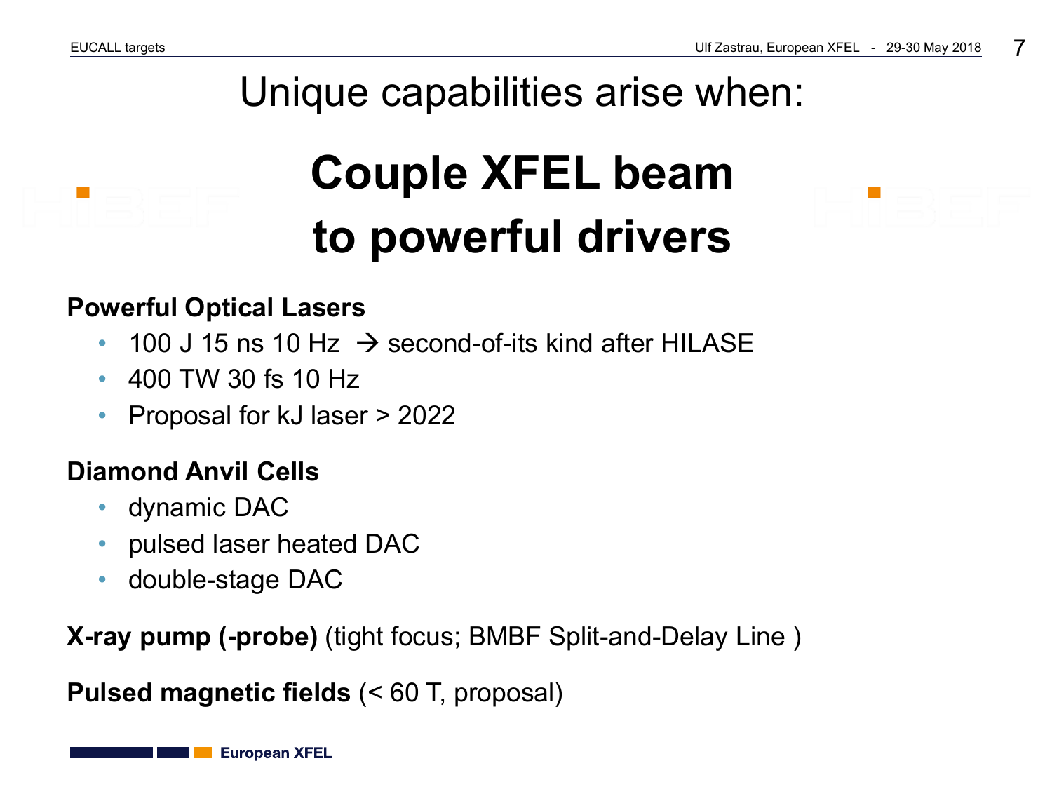# Unique capabilities arise when:

## Couple XFEL beam to powerful drivers

**Powerful Optical Lasers**

- 100 J 15 ns 10 Hz → second-of-its kind after HILASE
- 400 TW 30 fs 10 Hz
- Proposal for kJ laser > 2022

**Diamond Anvil Cells**

- dynamic DAC
- pulsed laser heated DAC
- double-stage DAC

**X-ray pump (-probe)** (tight focus; BMBF Split-and-Delay Line )

**Pulsed magnetic fields** (< 60 T, proposal)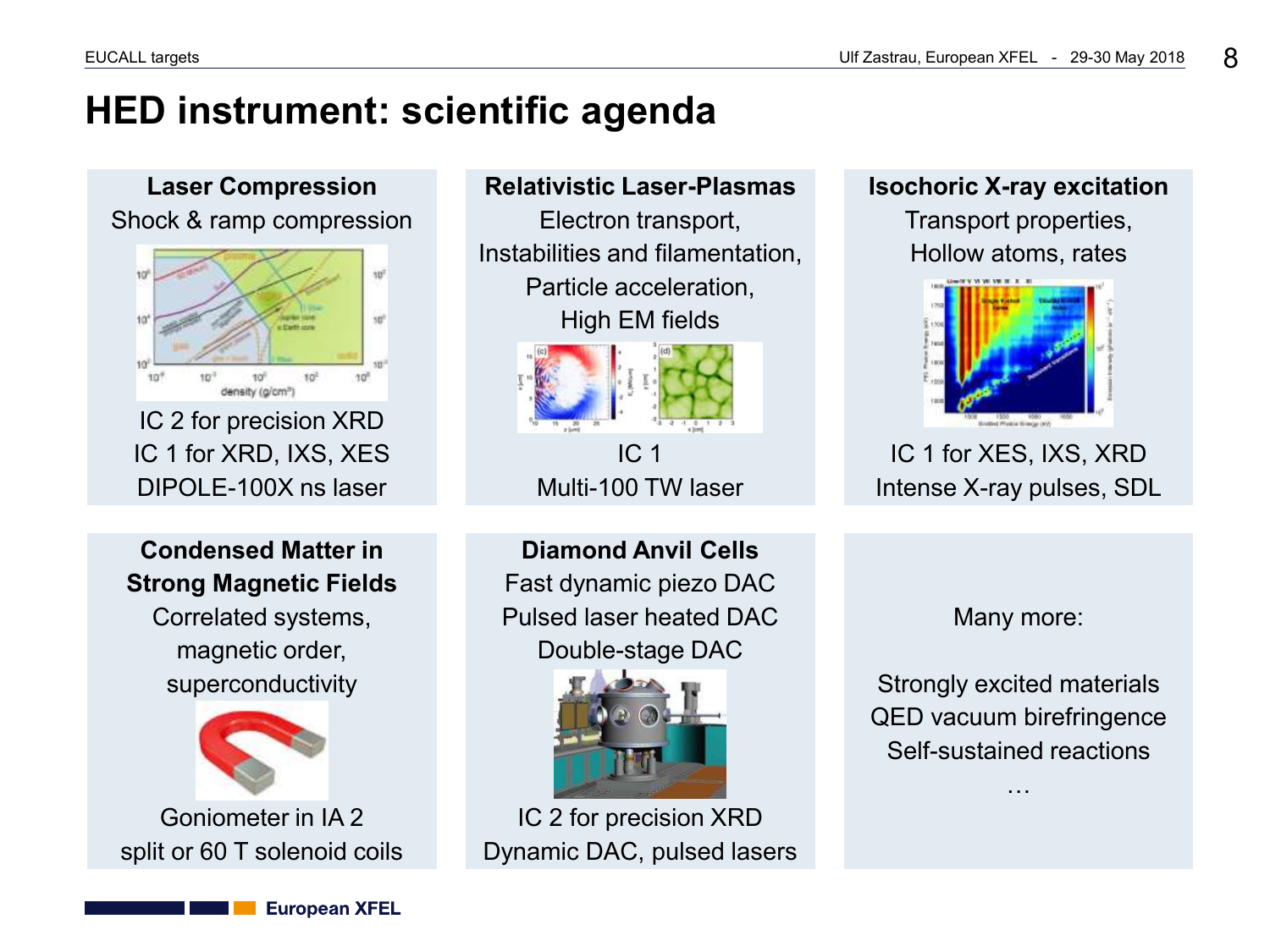# HED instrument: scientific agenda

**Laser Compression**

Shock & ramp compression

IC 2 for precision XRD
IC 1 for XRD, IXS, XES
DIPOLE-100X ns laser

**Relativistic Laser-Plasmas**

Electron transport,
Instabilities and filamentation,
Particle acceleration,
High EM fields

IC 1
Multi-100 TW laser

**Isochoric X-ray excitation**

Transport properties,
Hollow atoms, rates

IC 1 for XES, IXS, XRD
Intense X-ray pulses, SDL

**Condensed Matter in Strong Magnetic Fields**

Correlated systems,
magnetic order,
superconductivity

Goniometer in IA 2
split or 60 T solenoid coils

**Diamond Anvil Cells**

Fast dynamic piezo DAC
Pulsed laser heated DAC
Double-stage DAC

IC 2 for precision XRD
Dynamic DAC, pulsed lasers

Many more:

Strongly excited materials
QED vacuum birefringence
Self-sustained reactions
…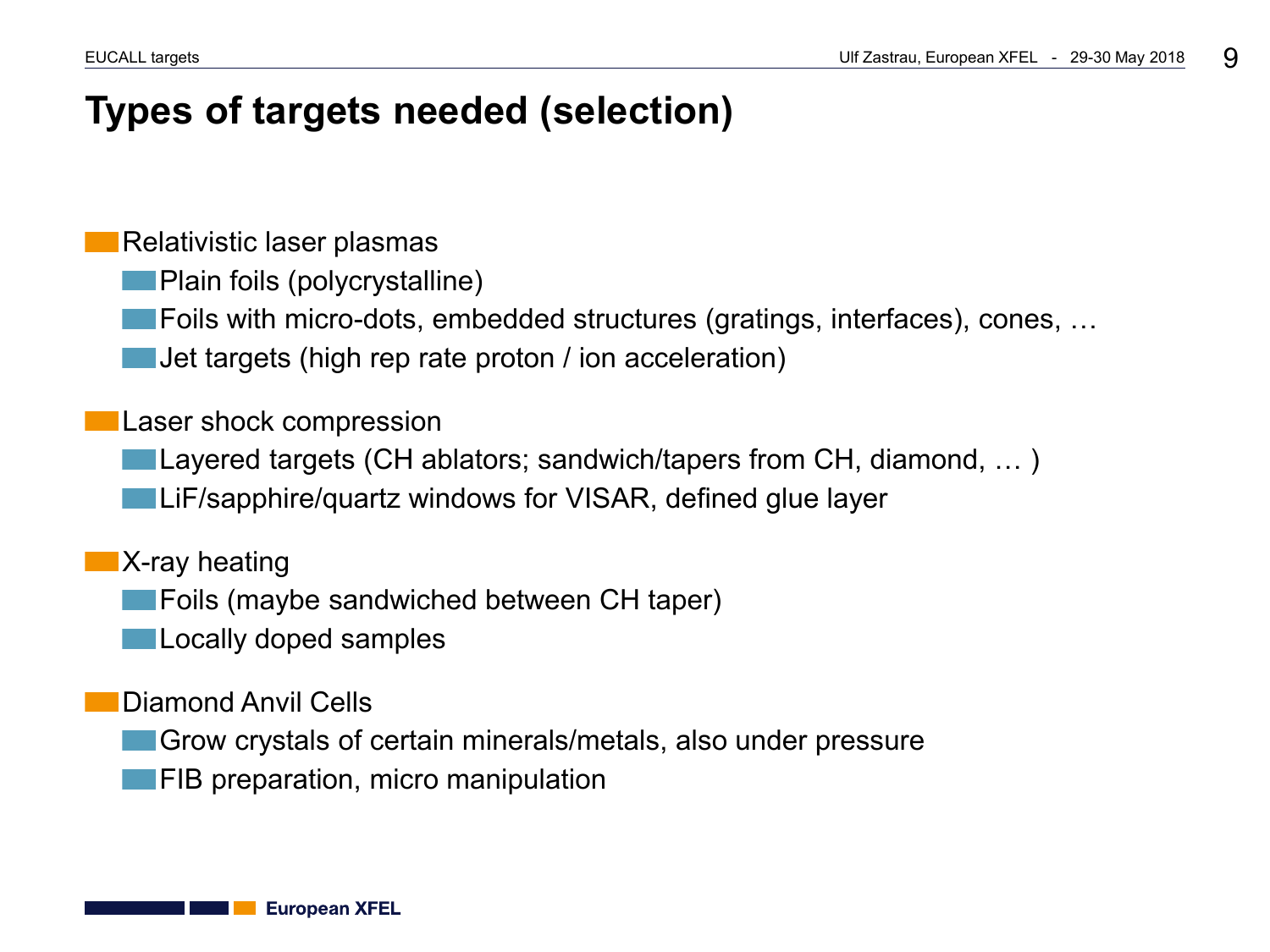# Types of targets needed (selection)

- Relativistic laser plasmas
  - Plain foils (polycrystalline)
  - Foils with micro-dots, embedded structures (gratings, interfaces), cones, …
  - Jet targets (high rep rate proton / ion acceleration)

- Laser shock compression
  - Layered targets (CH ablators; sandwich/tapers from CH, diamond, … )
  - LiF/sapphire/quartz windows for VISAR, defined glue layer

- X-ray heating
  - Foils (maybe sandwiched between CH taper)
  - Locally doped samples

- Diamond Anvil Cells
  - Grow crystals of certain minerals/metals, also under pressure
  - FIB preparation, micro manipulation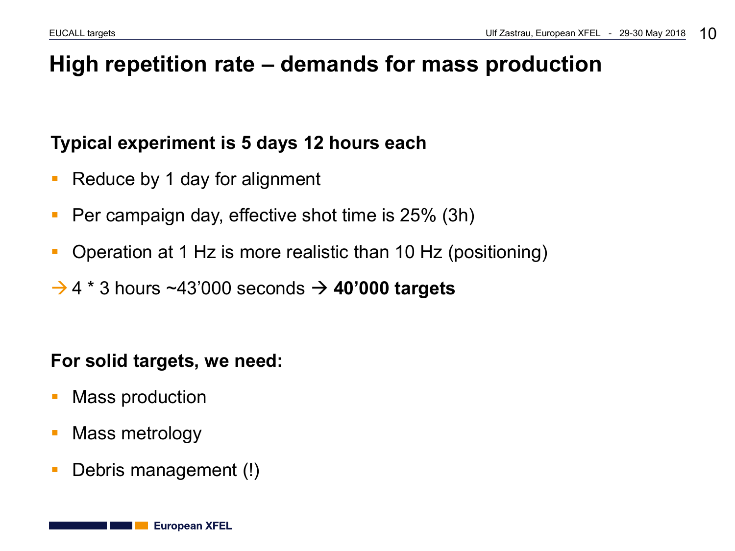# High repetition rate – demands for mass production

**Typical experiment is 5 days 12 hours each**

- Reduce by 1 day for alignment
- Per campaign day, effective shot time is 25% (3h)
- Operation at 1 Hz is more realistic than 10 Hz (positioning)

→ 4 * 3 hours ~43'000 seconds → **40'000 targets**

**For solid targets, we need:**

- Mass production
- Mass metrology
- Debris management (!)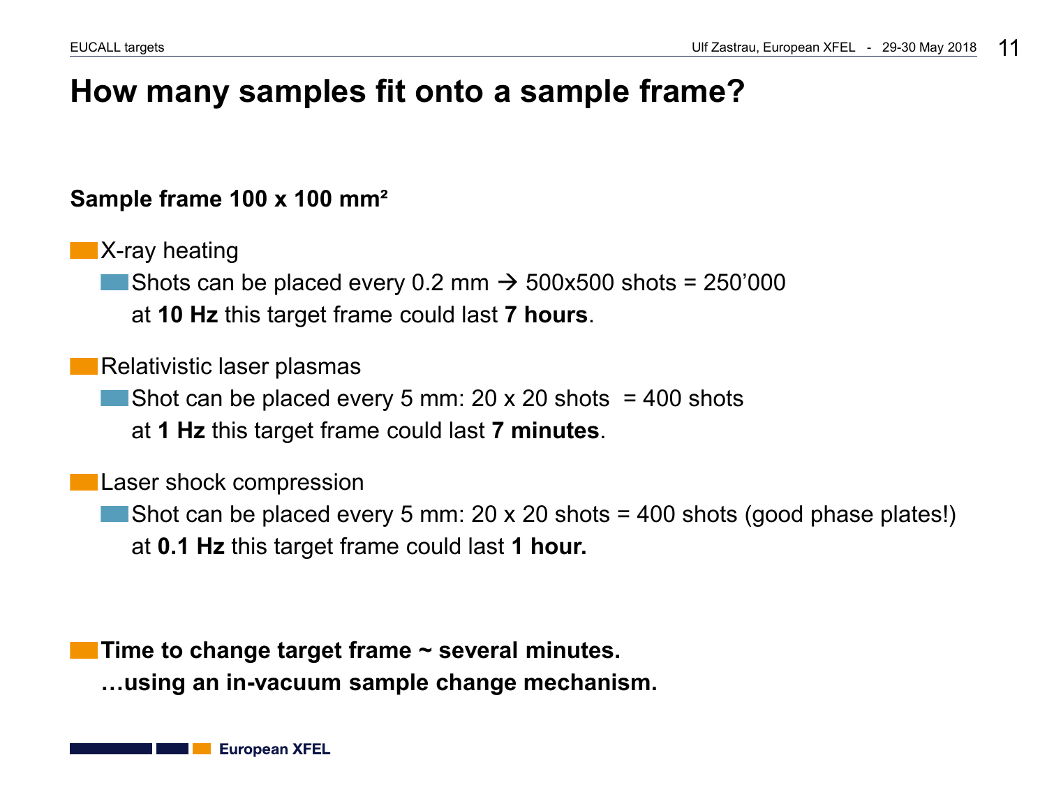# How many samples fit onto a sample frame?

**Sample frame 100 x 100 mm²**

- X-ray heating
  - Shots can be placed every 0.2 mm → 500x500 shots = 250’000
    at **10 Hz** this target frame could last **7 hours**.

- Relativistic laser plasmas
  - Shot can be placed every 5 mm: 20 x 20 shots = 400 shots
    at **1 Hz** this target frame could last **7 minutes**.

- Laser shock compression
  - Shot can be placed every 5 mm: 20 x 20 shots = 400 shots (good phase plates!)
    at **0.1 Hz** this target frame could last **1 hour.**

- **Time to change target frame ~ several minutes.**
  **…using an in-vacuum sample change mechanism.**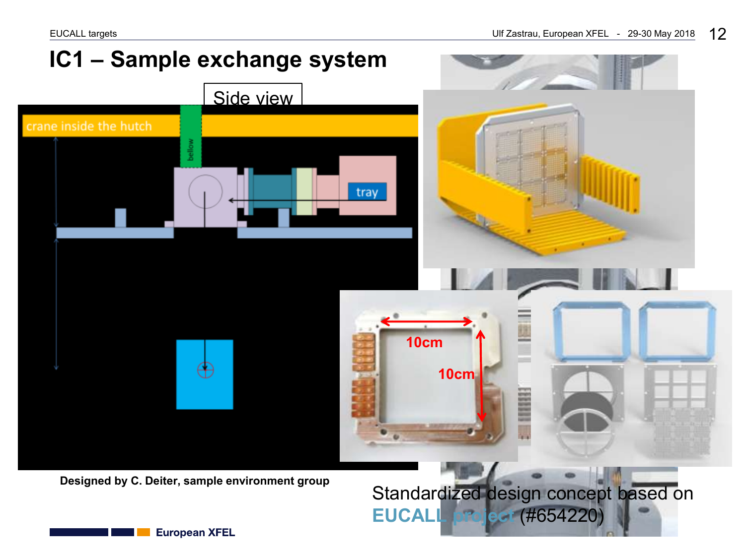# IC1 – Sample exchange system

Side view

crane inside the hutch

bellow

tray

10cm

10cm

**Designed by C. Deiter, sample environment group**

Standardized design concept based on **EUCALL project** (#654220)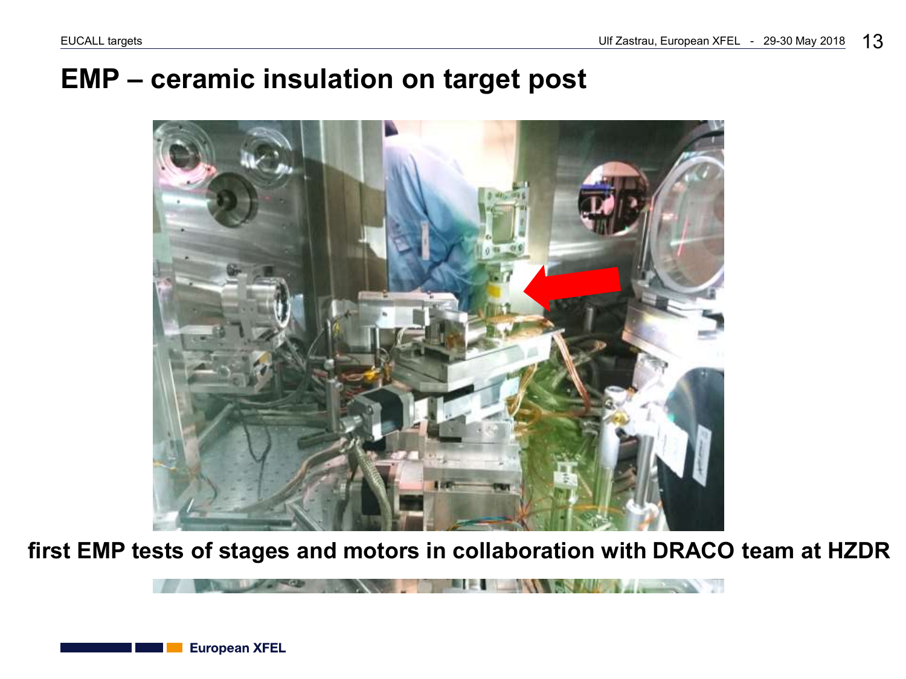# EMP – ceramic insulation on target post

**first EMP tests of stages and motors in collaboration with DRACO team at HZDR**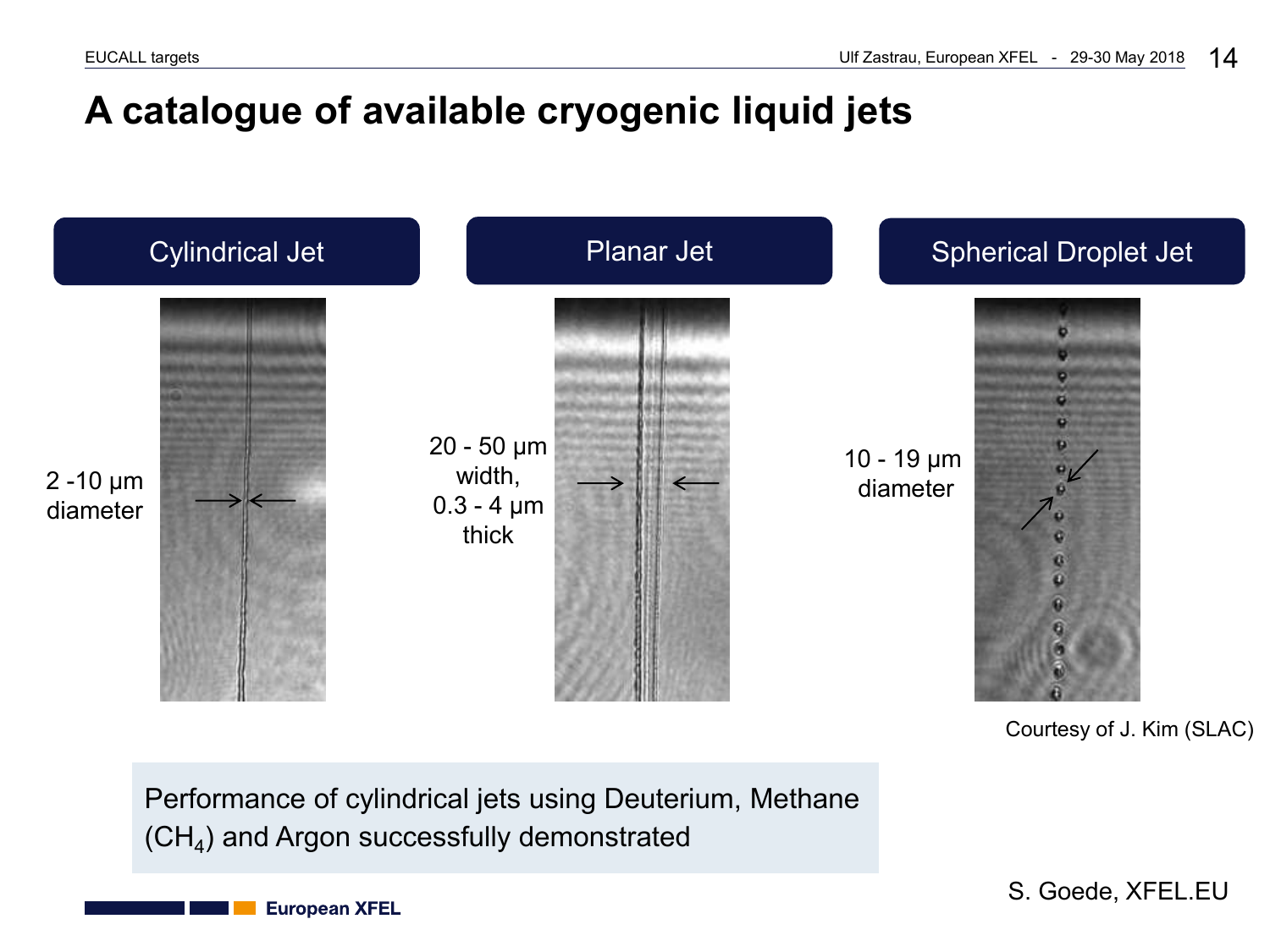# A catalogue of available cryogenic liquid jets

## Cylindrical Jet

2 -10 µm diameter

## Planar Jet

20 - 50 µm width, 0.3 - 4 µm thick

## Spherical Droplet Jet

10 - 19 µm diameter

Courtesy of J. Kim (SLAC)

Performance of cylindrical jets using Deuterium, Methane ($CH_4$) and Argon successfully demonstrated

S. Goede, XFEL.EU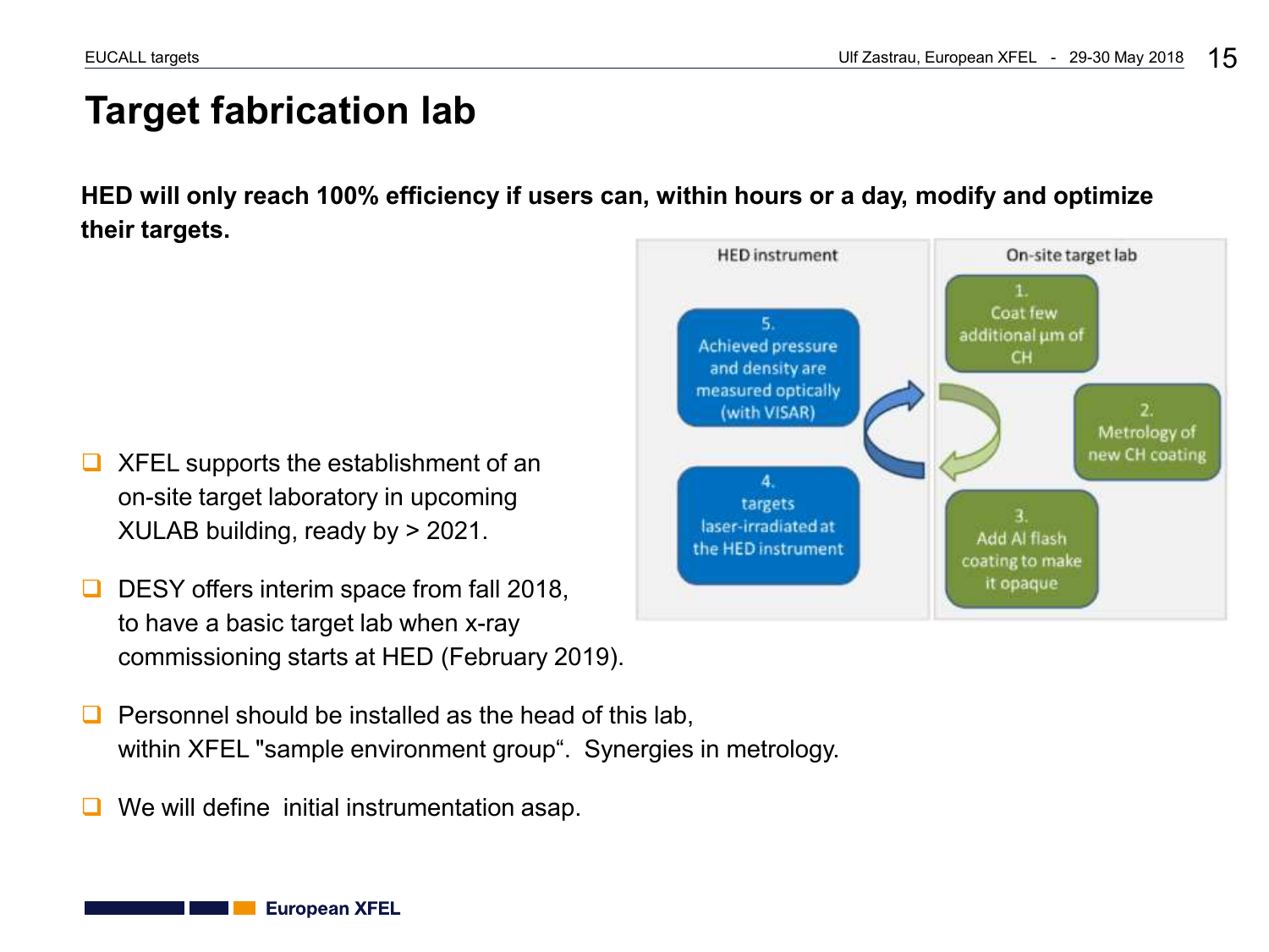# Target fabrication lab

**HED will only reach 100% efficiency if users can, within hours or a day, modify and optimize their targets.**

HED instrument

5. Achieved pressure and density are measured optically (with VISAR)

4. targets laser-irradiated at the HED instrument

On-site target lab

1. Coat few additional µm of CH

2. Metrology of new CH coating

3. Add Al flash coating to make it opaque

- XFEL supports the establishment of an on-site target laboratory in upcoming XULAB building, ready by > 2021.
- DESY offers interim space from fall 2018, to have a basic target lab when x-ray commissioning starts at HED (February 2019).
- Personnel should be installed as the head of this lab, within XFEL "sample environment group". Synergies in metrology.
- We will define initial instrumentation asap.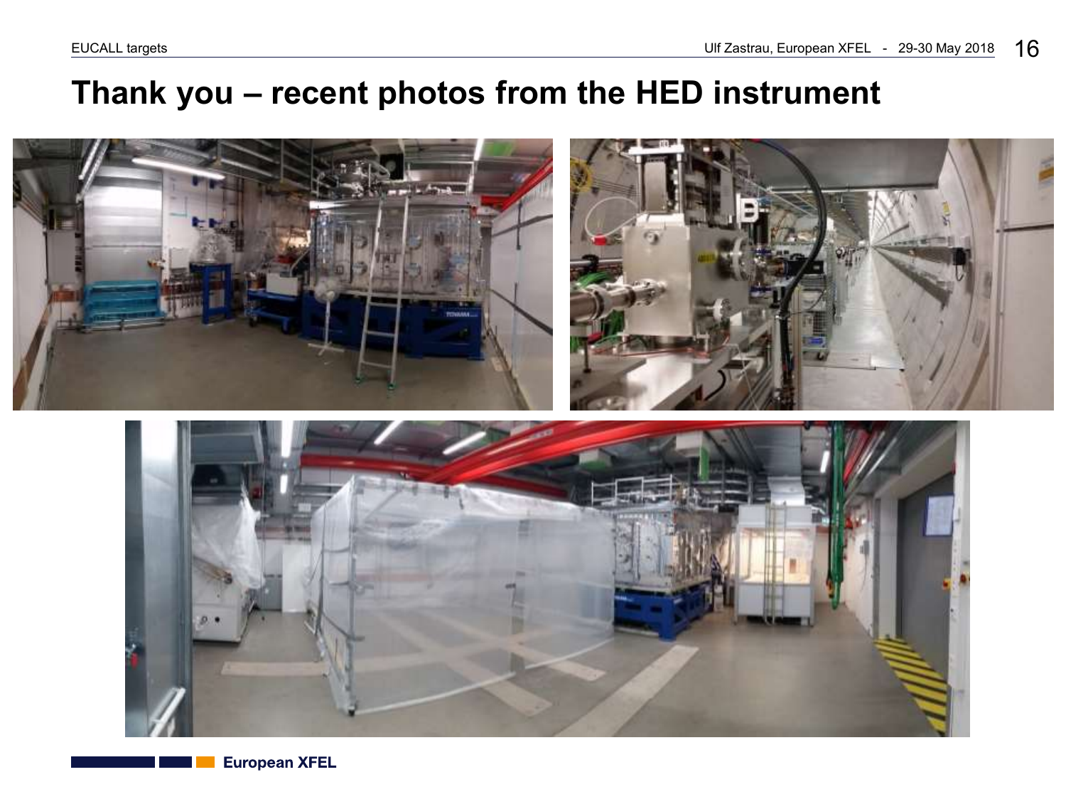# Thank you – recent photos from the HED instrument